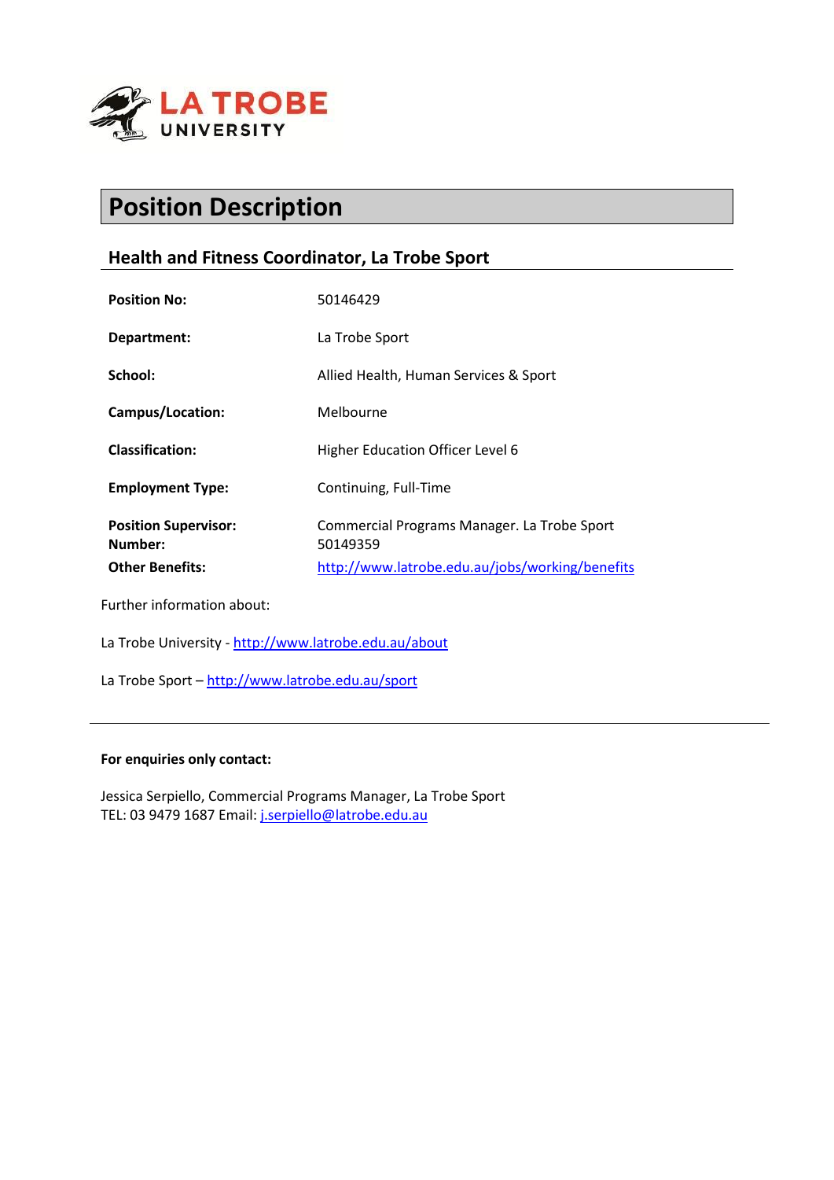LA TROBE UNIVERSITY

# Position Description

## Health and Fitness Coordinator, La Trobe Sport

| | |
|---|---|
| **Position No:** | 50146429 |
| **Department:** | La Trobe Sport |
| **School:** | Allied Health, Human Services & Sport |
| **Campus/Location:** | Melbourne |
| **Classification:** | Higher Education Officer Level 6 |
| **Employment Type:** | Continuing, Full-Time |
| **Position Supervisor:** **Number:** | Commercial Programs Manager. La Trobe Sport 50149359 |
| **Other Benefits:** | http://www.latrobe.edu.au/jobs/working/benefits |

Further information about:

La Trobe University - http://www.latrobe.edu.au/about

La Trobe Sport – http://www.latrobe.edu.au/sport

---

**For enquiries only contact:**

Jessica Serpiello, Commercial Programs Manager, La Trobe Sport
TEL: 03 9479 1687 Email: j.serpiello@latrobe.edu.au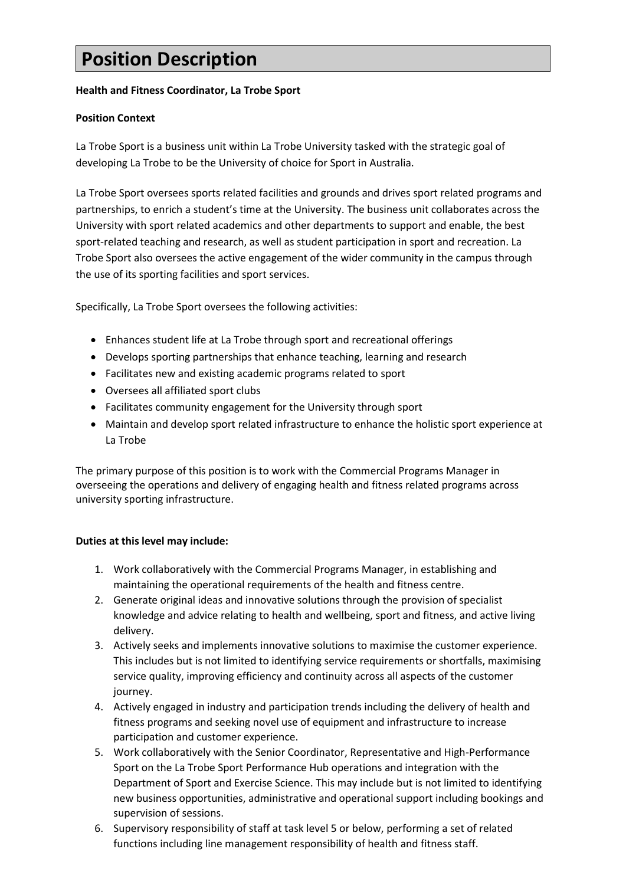# Position Description

**Health and Fitness Coordinator, La Trobe Sport**

**Position Context**

La Trobe Sport is a business unit within La Trobe University tasked with the strategic goal of developing La Trobe to be the University of choice for Sport in Australia.

La Trobe Sport oversees sports related facilities and grounds and drives sport related programs and partnerships, to enrich a student's time at the University. The business unit collaborates across the University with sport related academics and other departments to support and enable, the best sport-related teaching and research, as well as student participation in sport and recreation. La Trobe Sport also oversees the active engagement of the wider community in the campus through the use of its sporting facilities and sport services.

Specifically, La Trobe Sport oversees the following activities:

- Enhances student life at La Trobe through sport and recreational offerings
- Develops sporting partnerships that enhance teaching, learning and research
- Facilitates new and existing academic programs related to sport
- Oversees all affiliated sport clubs
- Facilitates community engagement for the University through sport
- Maintain and develop sport related infrastructure to enhance the holistic sport experience at La Trobe

The primary purpose of this position is to work with the Commercial Programs Manager in overseeing the operations and delivery of engaging health and fitness related programs across university sporting infrastructure.

**Duties at this level may include:**

1. Work collaboratively with the Commercial Programs Manager, in establishing and maintaining the operational requirements of the health and fitness centre.
2. Generate original ideas and innovative solutions through the provision of specialist knowledge and advice relating to health and wellbeing, sport and fitness, and active living delivery.
3. Actively seeks and implements innovative solutions to maximise the customer experience. This includes but is not limited to identifying service requirements or shortfalls, maximising service quality, improving efficiency and continuity across all aspects of the customer journey.
4. Actively engaged in industry and participation trends including the delivery of health and fitness programs and seeking novel use of equipment and infrastructure to increase participation and customer experience.
5. Work collaboratively with the Senior Coordinator, Representative and High-Performance Sport on the La Trobe Sport Performance Hub operations and integration with the Department of Sport and Exercise Science. This may include but is not limited to identifying new business opportunities, administrative and operational support including bookings and supervision of sessions.
6. Supervisory responsibility of staff at task level 5 or below, performing a set of related functions including line management responsibility of health and fitness staff.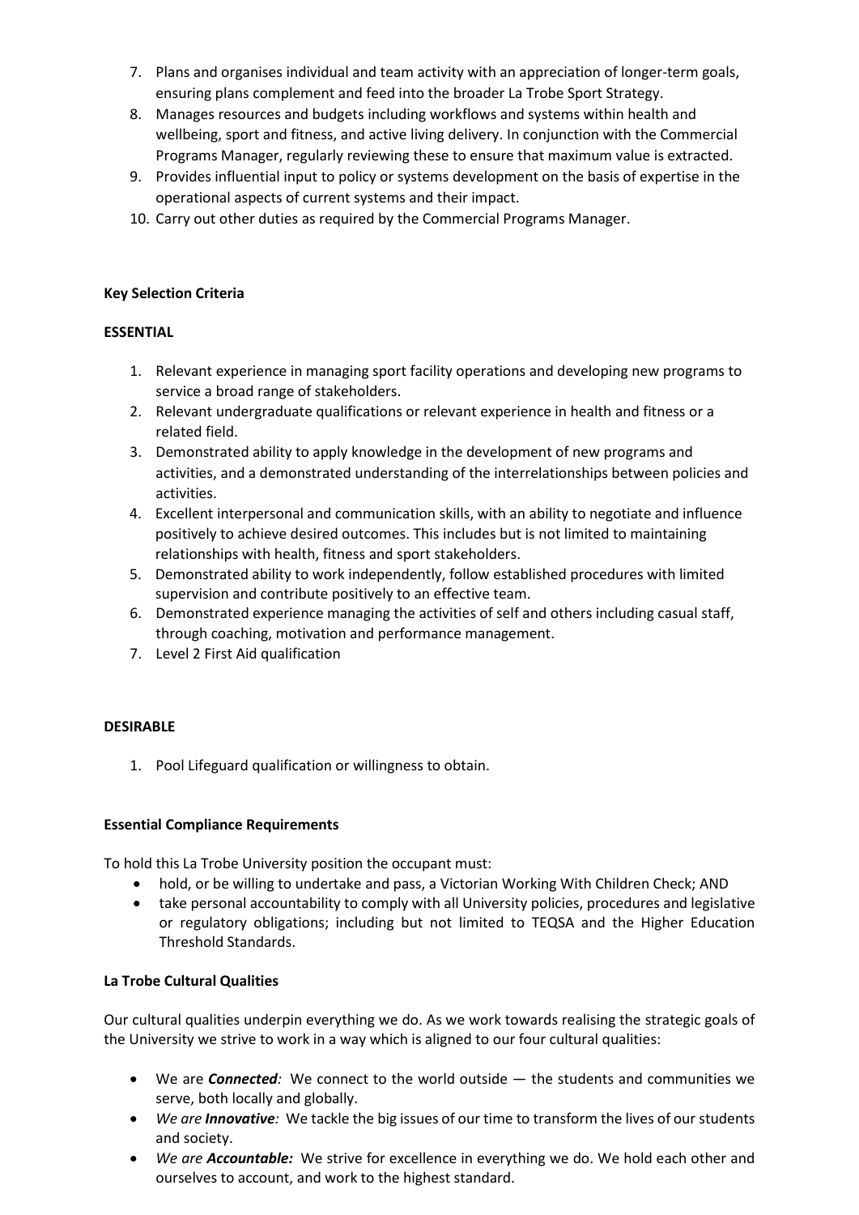7. Plans and organises individual and team activity with an appreciation of longer-term goals, ensuring plans complement and feed into the broader La Trobe Sport Strategy.
8. Manages resources and budgets including workflows and systems within health and wellbeing, sport and fitness, and active living delivery. In conjunction with the Commercial Programs Manager, regularly reviewing these to ensure that maximum value is extracted.
9. Provides influential input to policy or systems development on the basis of expertise in the operational aspects of current systems and their impact.
10. Carry out other duties as required by the Commercial Programs Manager.

**Key Selection Criteria**

**ESSENTIAL**

1. Relevant experience in managing sport facility operations and developing new programs to service a broad range of stakeholders.
2. Relevant undergraduate qualifications or relevant experience in health and fitness or a related field.
3. Demonstrated ability to apply knowledge in the development of new programs and activities, and a demonstrated understanding of the interrelationships between policies and activities.
4. Excellent interpersonal and communication skills, with an ability to negotiate and influence positively to achieve desired outcomes. This includes but is not limited to maintaining relationships with health, fitness and sport stakeholders.
5. Demonstrated ability to work independently, follow established procedures with limited supervision and contribute positively to an effective team.
6. Demonstrated experience managing the activities of self and others including casual staff, through coaching, motivation and performance management.
7. Level 2 First Aid qualification

**DESIRABLE**

1. Pool Lifeguard qualification or willingness to obtain.

**Essential Compliance Requirements**

To hold this La Trobe University position the occupant must:

- hold, or be willing to undertake and pass, a Victorian Working With Children Check; AND
- take personal accountability to comply with all University policies, procedures and legislative or regulatory obligations; including but not limited to TEQSA and the Higher Education Threshold Standards.

**La Trobe Cultural Qualities**

Our cultural qualities underpin everything we do. As we work towards realising the strategic goals of the University we strive to work in a way which is aligned to our four cultural qualities:

- We are ***Connected****:* We connect to the world outside — the students and communities we serve, both locally and globally.
- *We are* ***Innovative****:* We tackle the big issues of our time to transform the lives of our students and society.
- *We are* ***Accountable:*** We strive for excellence in everything we do. We hold each other and ourselves to account, and work to the highest standard.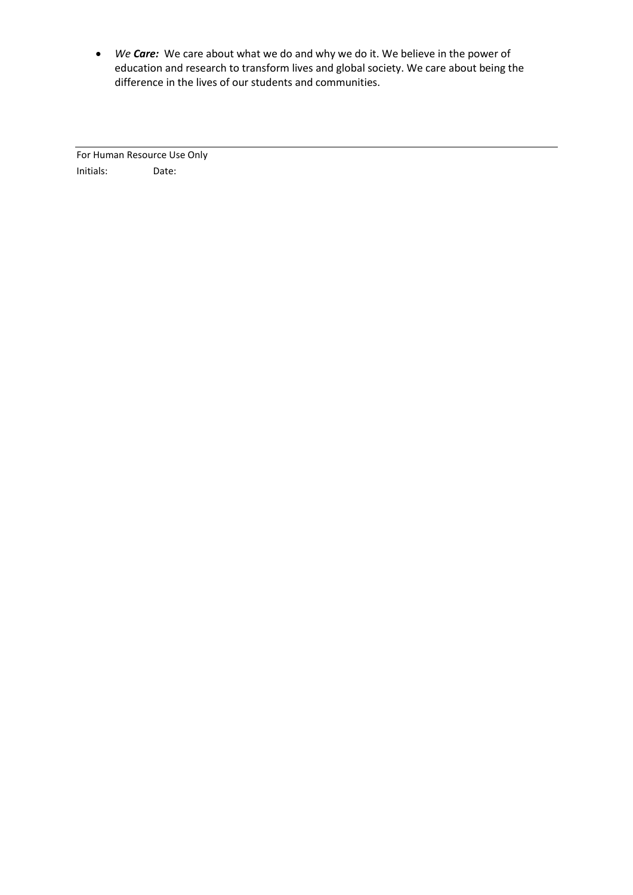- *We* ***Care:*** We care about what we do and why we do it. We believe in the power of education and research to transform lives and global society. We care about being the difference in the lives of our students and communities.

---

For Human Resource Use Only

Initials: Date: